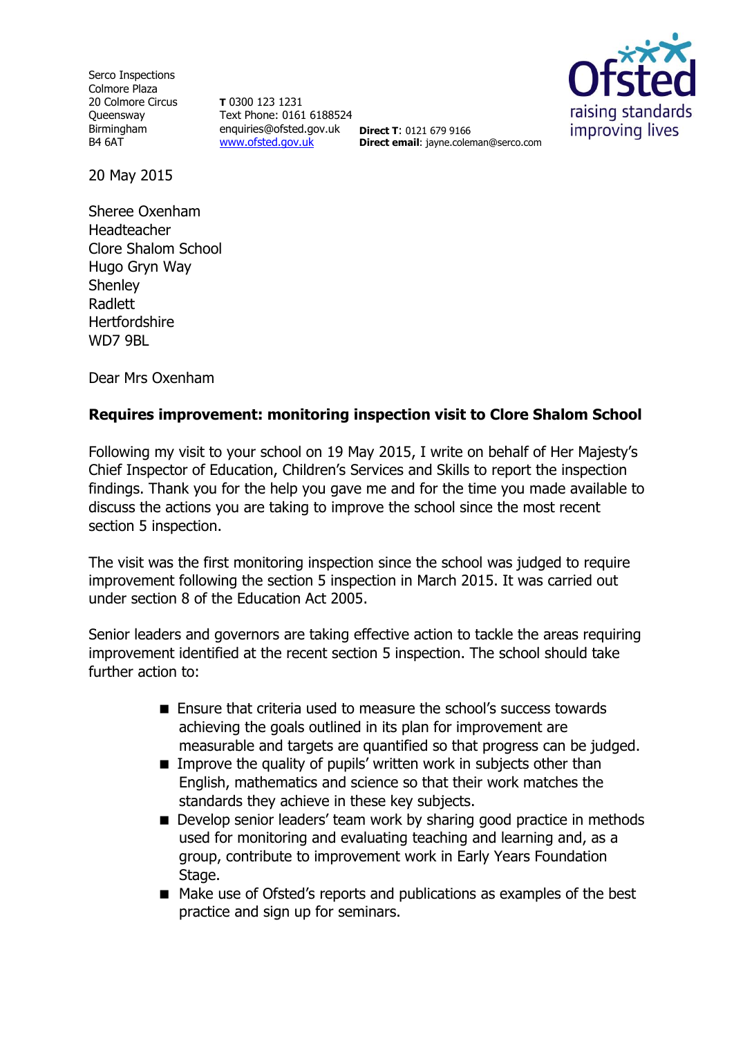Serco Inspections
Colmore Plaza
20 Colmore Circus
Queensway
Birmingham
B4 6AT

**T** 0300 123 1231
Text Phone: 0161 6188524
enquiries@ofsted.gov.uk
www.ofsted.gov.uk

**Direct T**: 0121 679 9166
**Direct email**: jayne.coleman@serco.com

20 May 2015

Sheree Oxenham
Headteacher
Clore Shalom School
Hugo Gryn Way
Shenley
Radlett
Hertfordshire
WD7 9BL

Dear Mrs Oxenham

**Requires improvement: monitoring inspection visit to Clore Shalom School**

Following my visit to your school on 19 May 2015, I write on behalf of Her Majesty's Chief Inspector of Education, Children's Services and Skills to report the inspection findings. Thank you for the help you gave me and for the time you made available to discuss the actions you are taking to improve the school since the most recent section 5 inspection.

The visit was the first monitoring inspection since the school was judged to require improvement following the section 5 inspection in March 2015. It was carried out under section 8 of the Education Act 2005.

Senior leaders and governors are taking effective action to tackle the areas requiring improvement identified at the recent section 5 inspection. The school should take further action to:

- Ensure that criteria used to measure the school's success towards achieving the goals outlined in its plan for improvement are measurable and targets are quantified so that progress can be judged.
- Improve the quality of pupils' written work in subjects other than English, mathematics and science so that their work matches the standards they achieve in these key subjects.
- Develop senior leaders' team work by sharing good practice in methods used for monitoring and evaluating teaching and learning and, as a group, contribute to improvement work in Early Years Foundation Stage.
- Make use of Ofsted's reports and publications as examples of the best practice and sign up for seminars.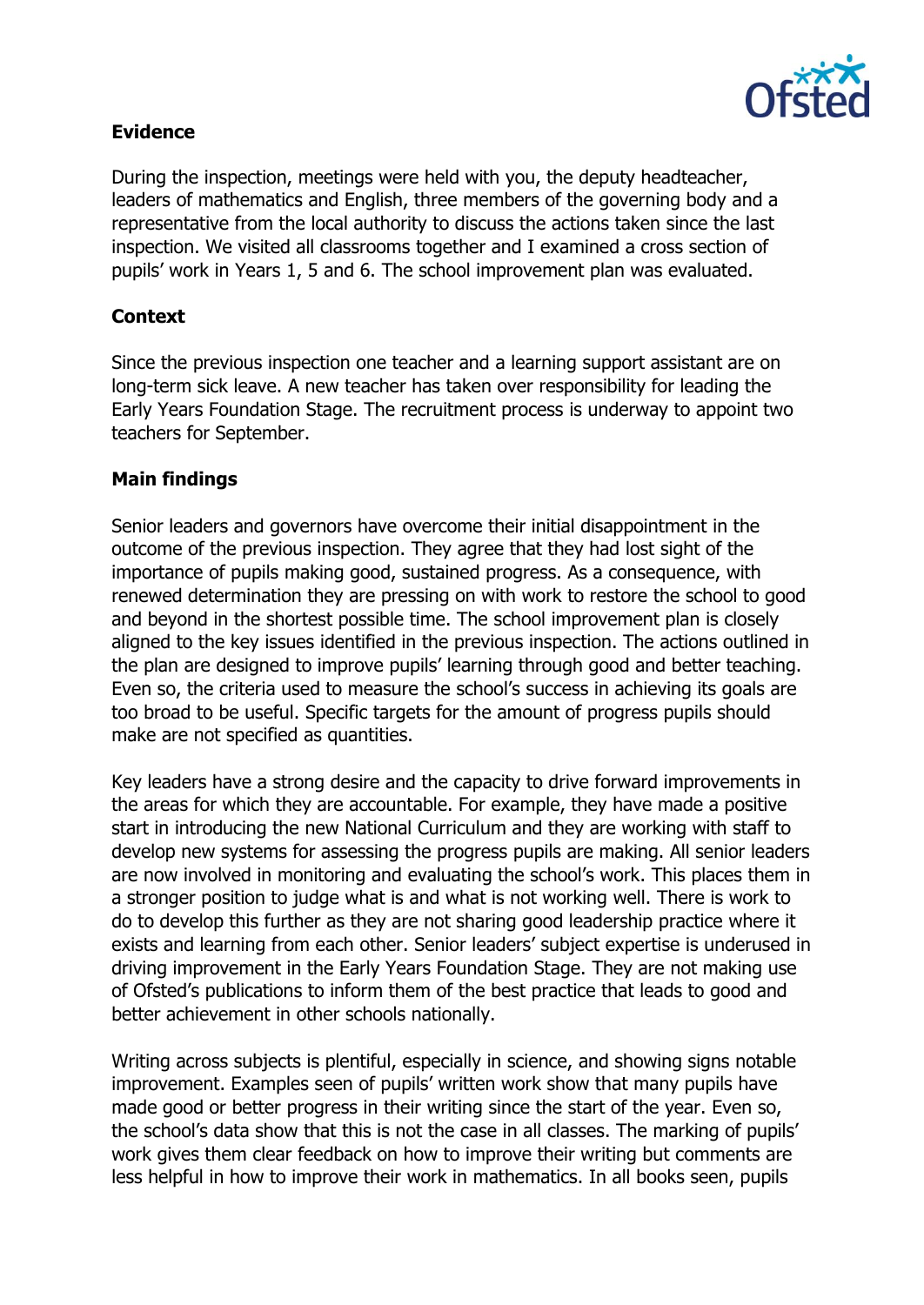## Evidence

During the inspection, meetings were held with you, the deputy headteacher, leaders of mathematics and English, three members of the governing body and a representative from the local authority to discuss the actions taken since the last inspection. We visited all classrooms together and I examined a cross section of pupils' work in Years 1, 5 and 6. The school improvement plan was evaluated.

## Context

Since the previous inspection one teacher and a learning support assistant are on long-term sick leave. A new teacher has taken over responsibility for leading the Early Years Foundation Stage. The recruitment process is underway to appoint two teachers for September.

## Main findings

Senior leaders and governors have overcome their initial disappointment in the outcome of the previous inspection. They agree that they had lost sight of the importance of pupils making good, sustained progress. As a consequence, with renewed determination they are pressing on with work to restore the school to good and beyond in the shortest possible time. The school improvement plan is closely aligned to the key issues identified in the previous inspection. The actions outlined in the plan are designed to improve pupils' learning through good and better teaching. Even so, the criteria used to measure the school's success in achieving its goals are too broad to be useful. Specific targets for the amount of progress pupils should make are not specified as quantities.

Key leaders have a strong desire and the capacity to drive forward improvements in the areas for which they are accountable. For example, they have made a positive start in introducing the new National Curriculum and they are working with staff to develop new systems for assessing the progress pupils are making. All senior leaders are now involved in monitoring and evaluating the school's work. This places them in a stronger position to judge what is and what is not working well. There is work to do to develop this further as they are not sharing good leadership practice where it exists and learning from each other. Senior leaders' subject expertise is underused in driving improvement in the Early Years Foundation Stage. They are not making use of Ofsted's publications to inform them of the best practice that leads to good and better achievement in other schools nationally.

Writing across subjects is plentiful, especially in science, and showing signs notable improvement. Examples seen of pupils' written work show that many pupils have made good or better progress in their writing since the start of the year. Even so, the school's data show that this is not the case in all classes. The marking of pupils' work gives them clear feedback on how to improve their writing but comments are less helpful in how to improve their work in mathematics. In all books seen, pupils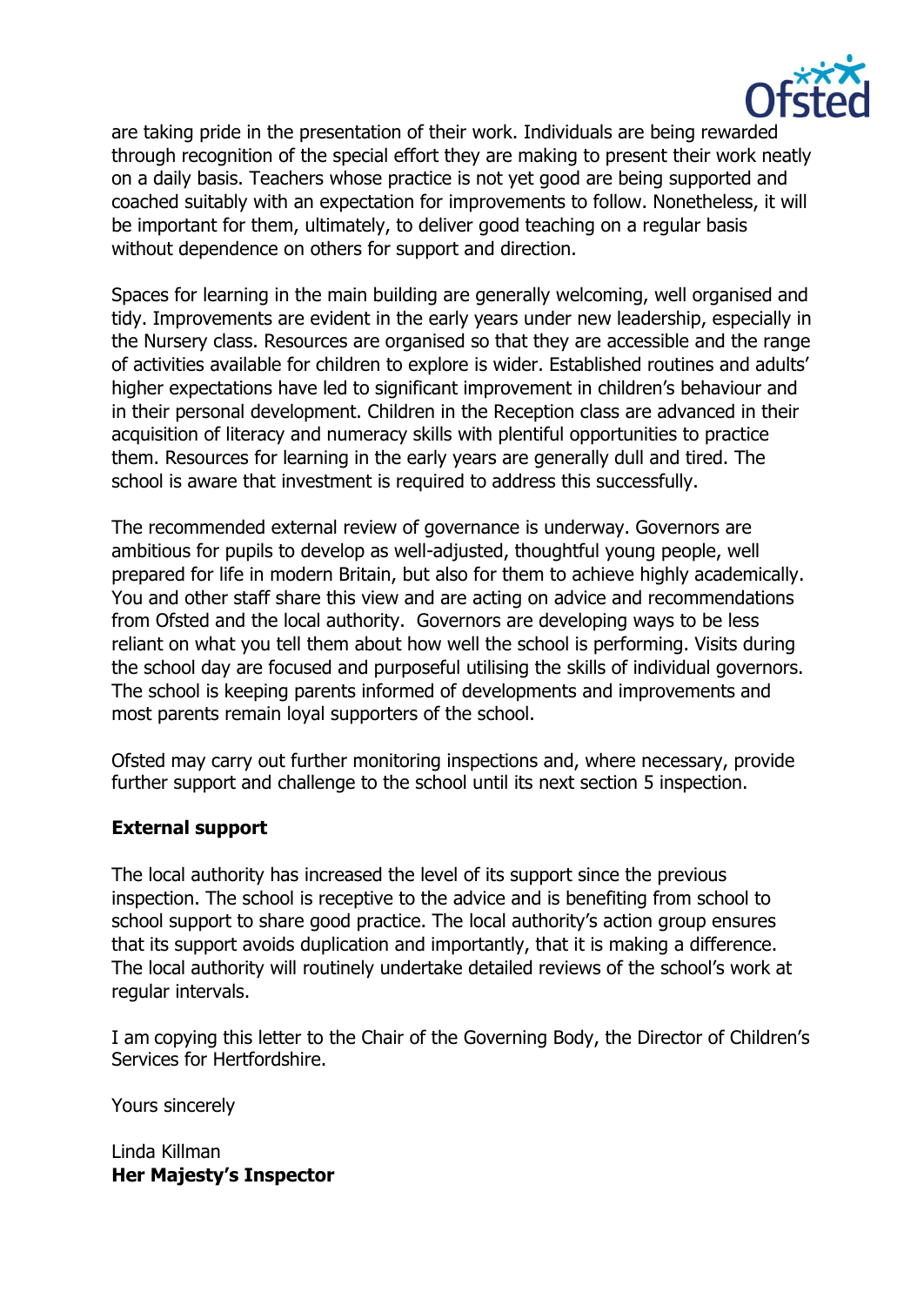are taking pride in the presentation of their work. Individuals are being rewarded through recognition of the special effort they are making to present their work neatly on a daily basis. Teachers whose practice is not yet good are being supported and coached suitably with an expectation for improvements to follow. Nonetheless, it will be important for them, ultimately, to deliver good teaching on a regular basis without dependence on others for support and direction.

Spaces for learning in the main building are generally welcoming, well organised and tidy. Improvements are evident in the early years under new leadership, especially in the Nursery class. Resources are organised so that they are accessible and the range of activities available for children to explore is wider. Established routines and adults' higher expectations have led to significant improvement in children's behaviour and in their personal development. Children in the Reception class are advanced in their acquisition of literacy and numeracy skills with plentiful opportunities to practice them. Resources for learning in the early years are generally dull and tired. The school is aware that investment is required to address this successfully.

The recommended external review of governance is underway. Governors are ambitious for pupils to develop as well-adjusted, thoughtful young people, well prepared for life in modern Britain, but also for them to achieve highly academically. You and other staff share this view and are acting on advice and recommendations from Ofsted and the local authority. Governors are developing ways to be less reliant on what you tell them about how well the school is performing. Visits during the school day are focused and purposeful utilising the skills of individual governors. The school is keeping parents informed of developments and improvements and most parents remain loyal supporters of the school.

Ofsted may carry out further monitoring inspections and, where necessary, provide further support and challenge to the school until its next section 5 inspection.

**External support**

The local authority has increased the level of its support since the previous inspection. The school is receptive to the advice and is benefiting from school to school support to share good practice. The local authority's action group ensures that its support avoids duplication and importantly, that it is making a difference. The local authority will routinely undertake detailed reviews of the school's work at regular intervals.

I am copying this letter to the Chair of the Governing Body, the Director of Children's Services for Hertfordshire.

Yours sincerely

Linda Killman
**Her Majesty's Inspector**